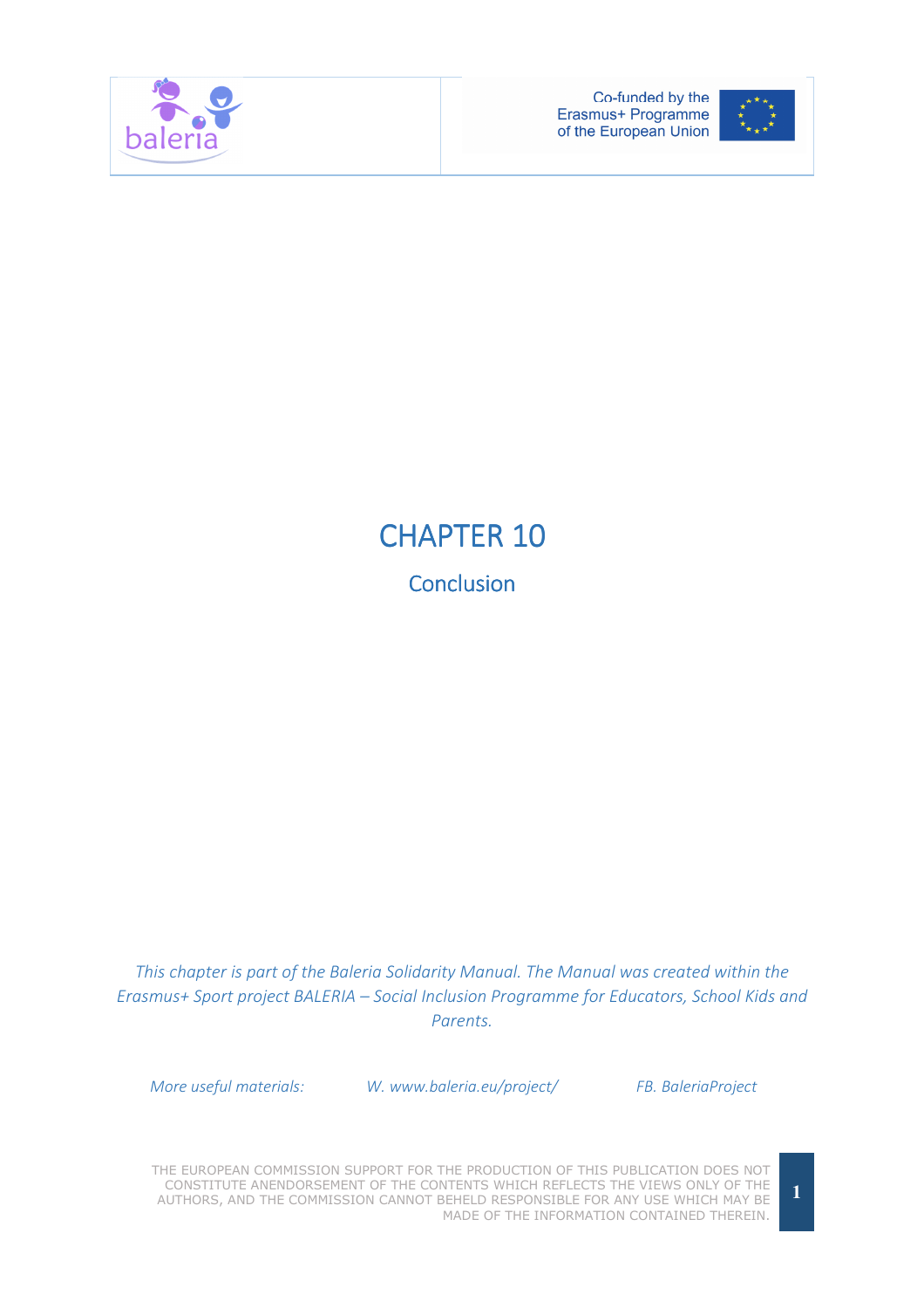# CHAPTER 10

## Conclusion

*This chapter is part of the Baleria Solidarity Manual. The Manual was created within the Erasmus+ Sport project BALERIA – Social Inclusion Programme for Educators, School Kids and Parents.*

*More useful materials:* *W. www.baleria.eu/project/* *FB. BaleriaProject*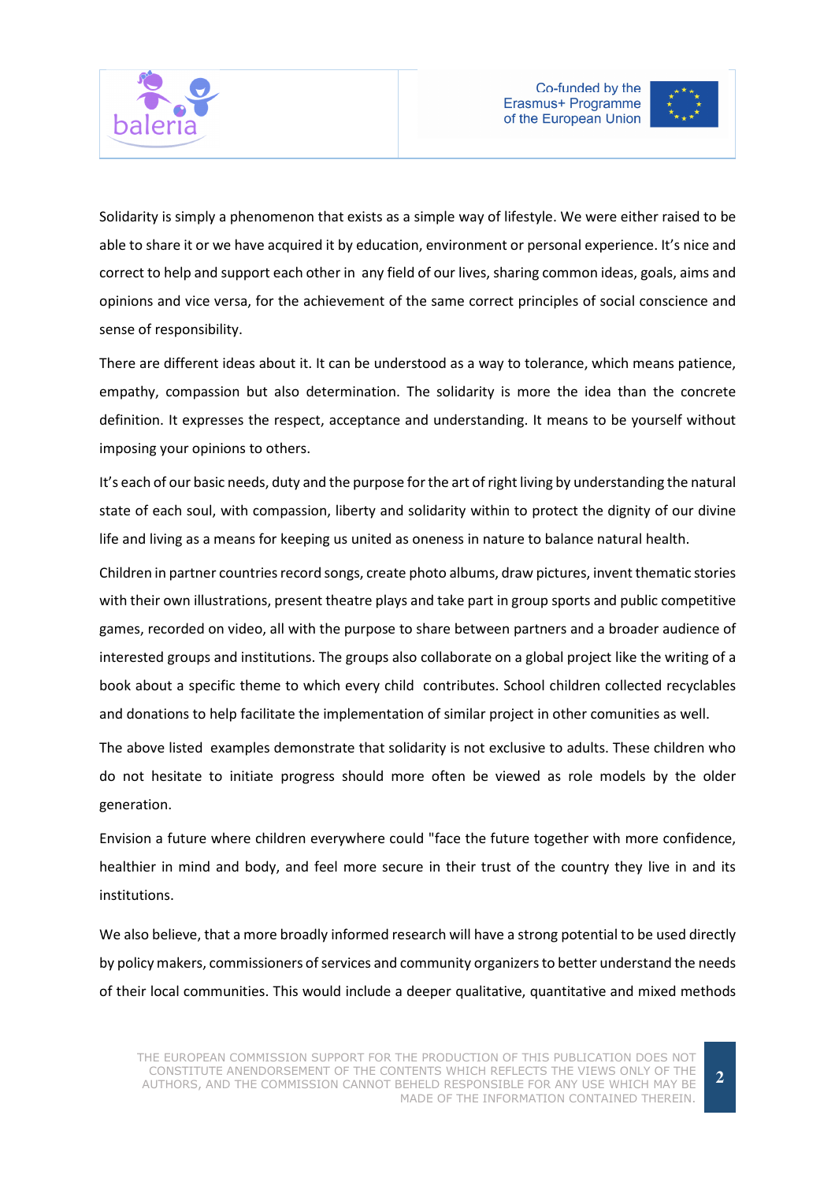Solidarity is simply a phenomenon that exists as a simple way of lifestyle. We were either raised to be able to share it or we have acquired it by education, environment or personal experience. It's nice and correct to help and support each other in any field of our lives, sharing common ideas, goals, aims and opinions and vice versa, for the achievement of the same correct principles of social conscience and sense of responsibility.

There are different ideas about it. It can be understood as a way to tolerance, which means patience, empathy, compassion but also determination. The solidarity is more the idea than the concrete definition. It expresses the respect, acceptance and understanding. It means to be yourself without imposing your opinions to others.

It's each of our basic needs, duty and the purpose for the art of right living by understanding the natural state of each soul, with compassion, liberty and solidarity within to protect the dignity of our divine life and living as a means for keeping us united as oneness in nature to balance natural health.

Children in partner countries record songs, create photo albums, draw pictures, invent thematic stories with their own illustrations, present theatre plays and take part in group sports and public competitive games, recorded on video, all with the purpose to share between partners and a broader audience of interested groups and institutions. The groups also collaborate on a global project like the writing of a book about a specific theme to which every child contributes. School children collected recyclables and donations to help facilitate the implementation of similar project in other comunities as well.

The above listed examples demonstrate that solidarity is not exclusive to adults. These children who do not hesitate to initiate progress should more often be viewed as role models by the older generation.

Envision a future where children everywhere could "face the future together with more confidence, healthier in mind and body, and feel more secure in their trust of the country they live in and its institutions.

We also believe, that a more broadly informed research will have a strong potential to be used directly by policy makers, commissioners of services and community organizers to better understand the needs of their local communities. This would include a deeper qualitative, quantitative and mixed methods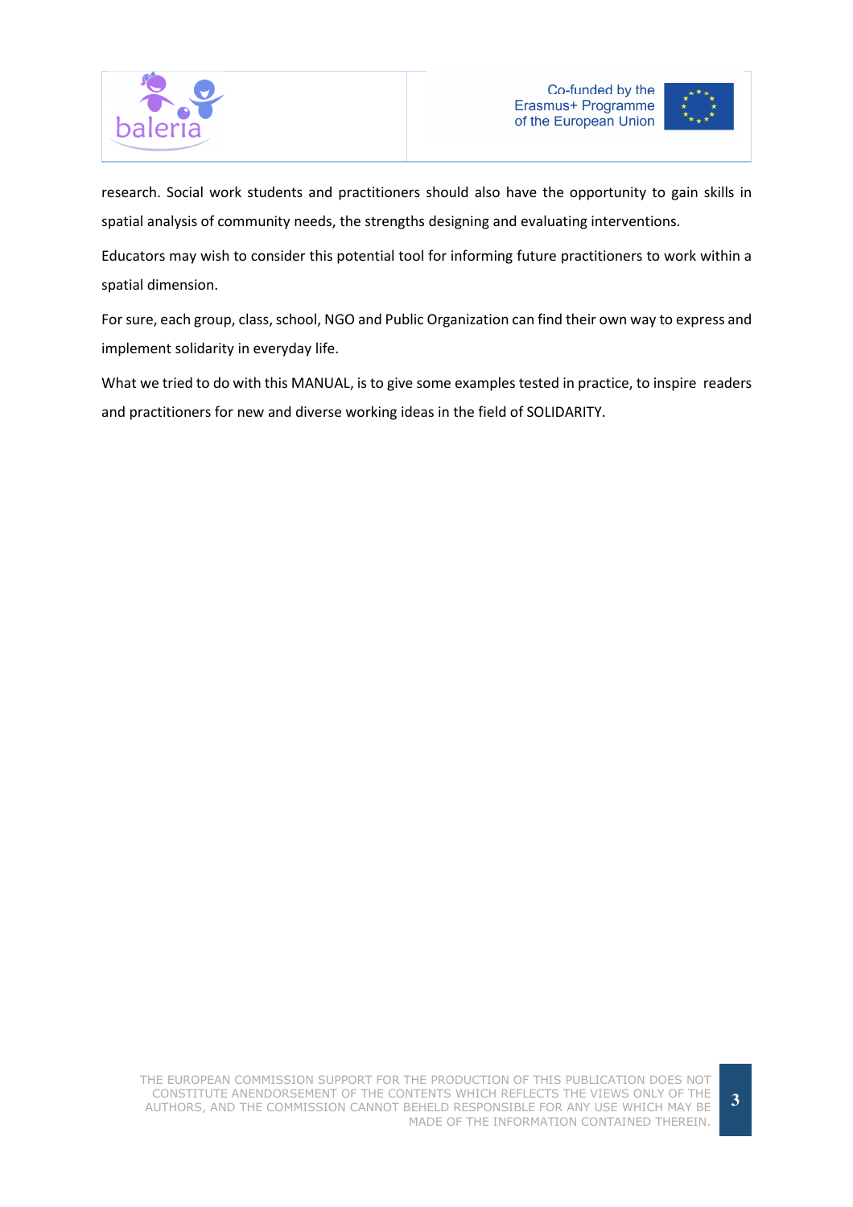research. Social work students and practitioners should also have the opportunity to gain skills in spatial analysis of community needs, the strengths designing and evaluating interventions.

Educators may wish to consider this potential tool for informing future practitioners to work within a spatial dimension.

For sure, each group, class, school, NGO and Public Organization can find their own way to express and implement solidarity in everyday life.

What we tried to do with this MANUAL, is to give some examples tested in practice, to inspire readers and practitioners for new and diverse working ideas in the field of SOLIDARITY.